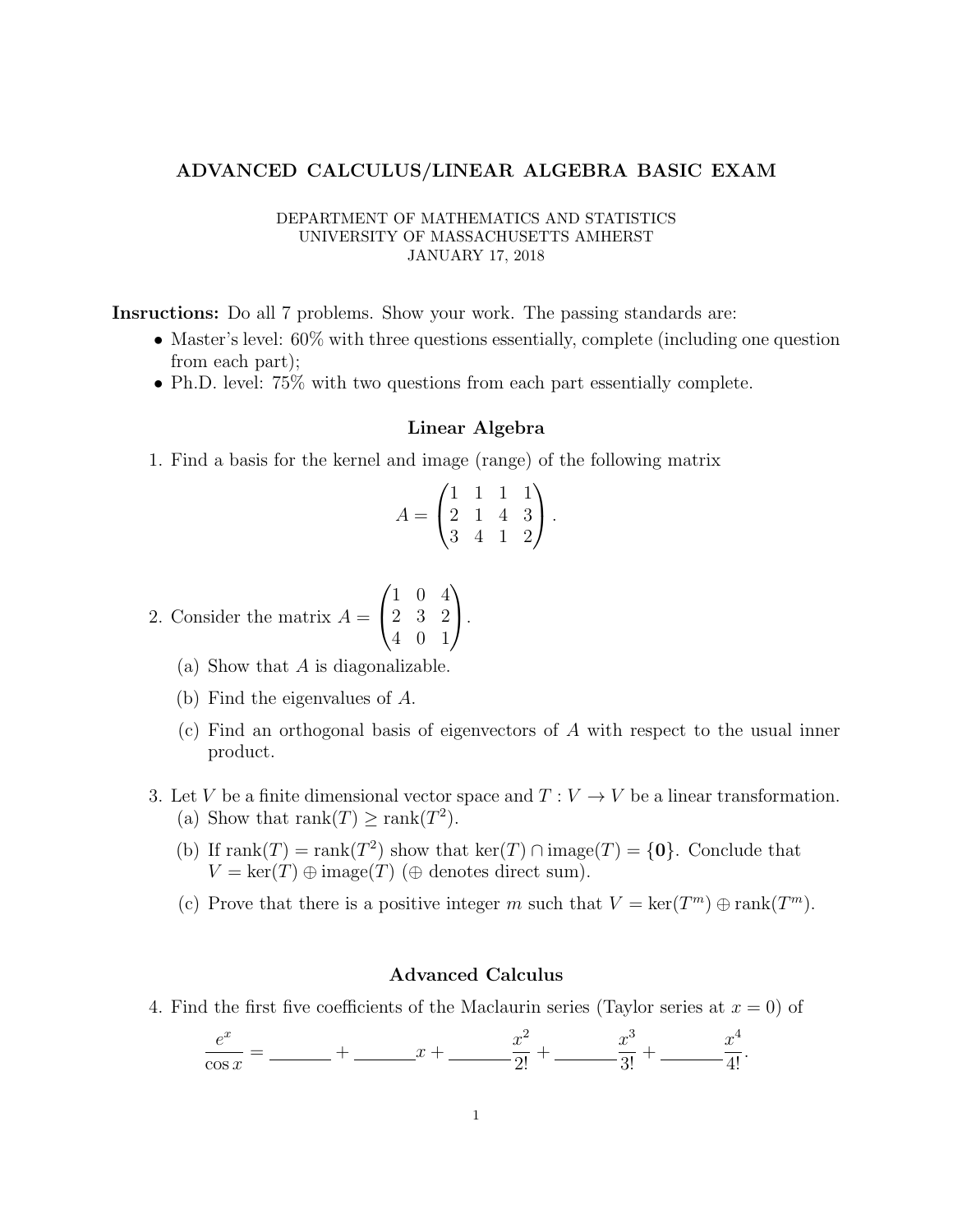# ADVANCED CALCULUS/LINEAR ALGEBRA BASIC EXAM

DEPARTMENT OF MATHEMATICS AND STATISTICS
UNIVERSITY OF MASSACHUSETTS AMHERST
JANUARY 17, 2018

**Insructions:** Do all 7 problems. Show your work. The passing standards are:

- Master's level: 60% with three questions essentially, complete (including one question from each part);
- Ph.D. level: 75% with two questions from each part essentially complete.

## Linear Algebra

1. Find a basis for the kernel and image (range) of the following matrix

$$A = \begin{pmatrix} 1 & 1 & 1 & 1 \\ 2 & 1 & 4 & 3 \\ 3 & 4 & 1 & 2 \end{pmatrix}.$$

2. Consider the matrix $A = \begin{pmatrix} 1 & 0 & 4 \\ 2 & 3 & 2 \\ 4 & 0 & 1 \end{pmatrix}$.

   (a) Show that $A$ is diagonalizable.

   (b) Find the eigenvalues of $A$.

   (c) Find an orthogonal basis of eigenvectors of $A$ with respect to the usual inner product.

3. Let $V$ be a finite dimensional vector space and $T : V \to V$ be a linear transformation.

   (a) Show that $\operatorname{rank}(T) \geq \operatorname{rank}(T^2)$.

   (b) If $\operatorname{rank}(T) = \operatorname{rank}(T^2)$ show that $\ker(T) \cap \operatorname{image}(T) = \{\mathbf{0}\}$. Conclude that $V = \ker(T) \oplus \operatorname{image}(T)$ ($\oplus$ denotes direct sum).

   (c) Prove that there is a positive integer $m$ such that $V = \ker(T^m) \oplus \operatorname{rank}(T^m)$.

## Advanced Calculus

4. Find the first five coefficients of the Maclaurin series (Taylor series at $x = 0$) of

$$\frac{e^x}{\cos x} = \underline{\hspace{2em}} + \underline{\hspace{2em}}x + \underline{\hspace{2em}}\frac{x^2}{2!} + \underline{\hspace{2em}}\frac{x^3}{3!} + \underline{\hspace{2em}}\frac{x^4}{4!}.$$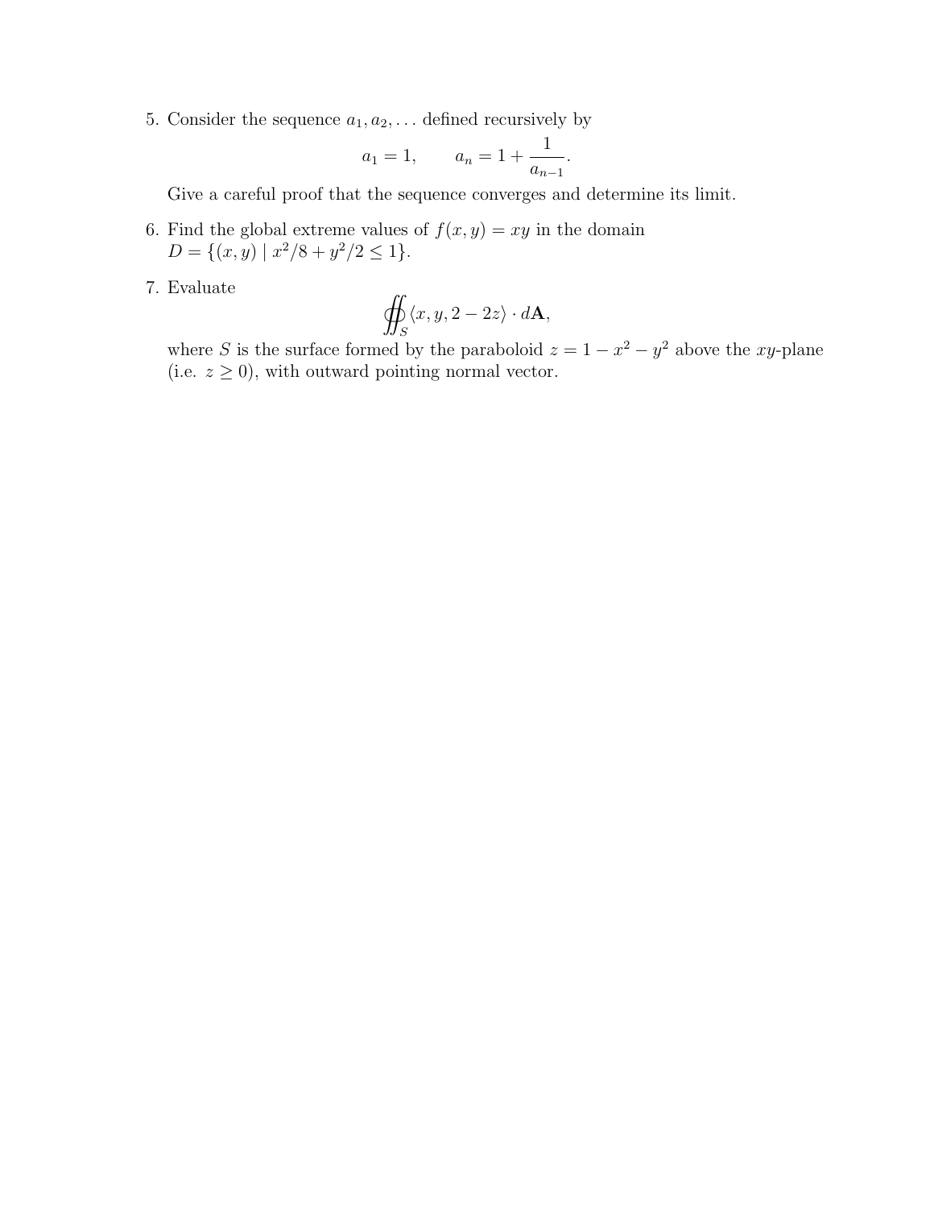5. Consider the sequence $a_1, a_2, \ldots$ defined recursively by

$$a_1 = 1, \qquad a_n = 1 + \frac{1}{a_{n-1}}.$$

Give a careful proof that the sequence converges and determine its limit.

6. Find the global extreme values of $f(x, y) = xy$ in the domain $D = \{(x, y) \mid x^2/8 + y^2/2 \leq 1\}$.

7. Evaluate

$$\oiint_S \langle x, y, 2 - 2z \rangle \cdot d\mathbf{A},$$

where $S$ is the surface formed by the paraboloid $z = 1 - x^2 - y^2$ above the $xy$-plane (i.e. $z \geq 0$), with outward pointing normal vector.